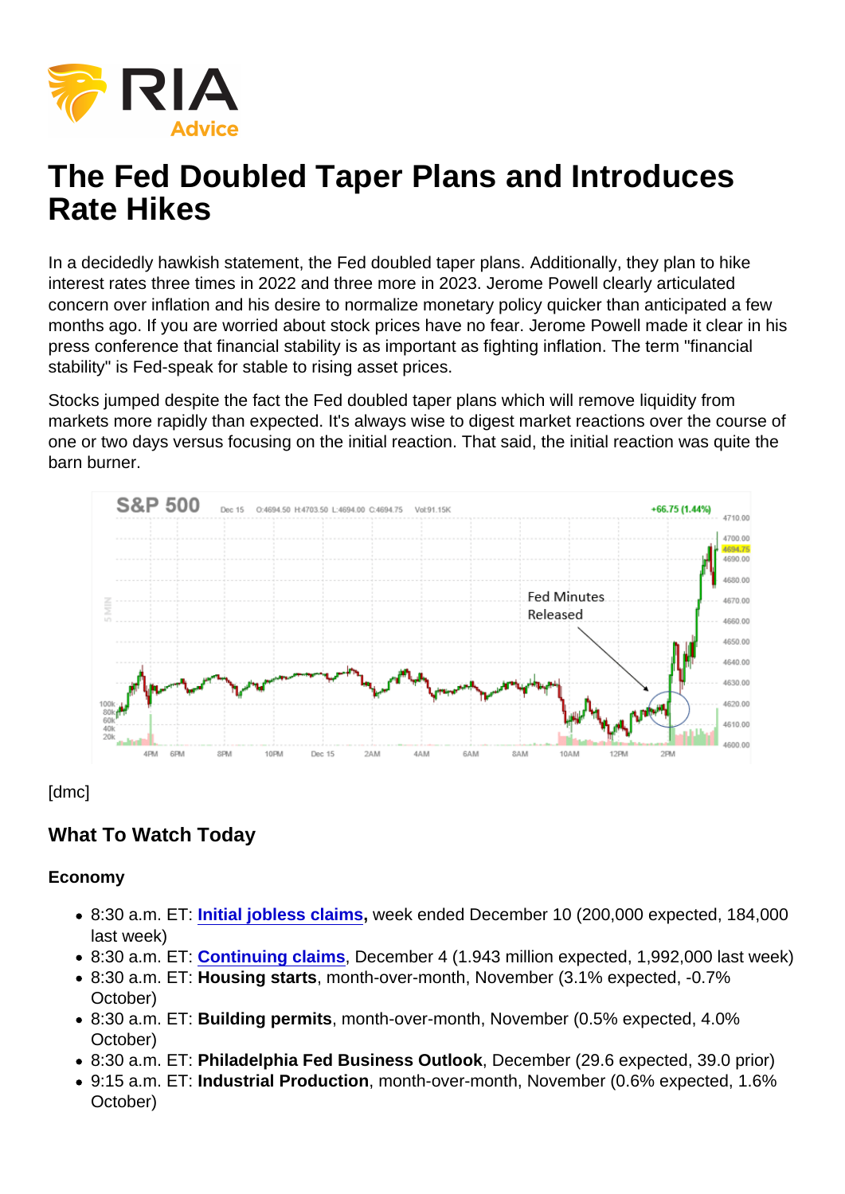# The Fed Doubled Taper Plans and Introduces Rate Hikes

In a decidedly hawkish statement, the Fed doubled taper plans. Additionally, they plan to hike interest rates three times in 2022 and three more in 2023. Jerome Powell clearly articulated concern over inflation and his desire to normalize monetary policy quicker than anticipated a few months ago. If you are worried about stock prices have no fear. Jerome Powell made it clear in his press conference that financial stability is as important as fighting inflation. The term "financial stability" is Fed-speak for stable to rising asset prices.

Stocks jumped despite the fact the Fed doubled taper plans which will remove liquidity from markets more rapidly than expected. It's always wise to digest market reactions over the course of one or two days versus focusing on the initial reaction. That said, the initial reaction was quite the barn burner.

[dmc]

## What To Watch Today

### Economy

- 8:30 a.m. ET: **Initial jobless claims,** week ended December 10 (200,000 expected, 184,000 last week)
- 8:30 a.m. ET: **Continuing claims**, December 4 (1.943 million expected, 1,992,000 last week)
- 8:30 a.m. ET: **Housing starts**, month-over-month, November (3.1% expected, -0.7% October)
- 8:30 a.m. ET: **Building permits**, month-over-month, November (0.5% expected, 4.0% October)
- 8:30 a.m. ET: **Philadelphia Fed Business Outlook**, December (29.6 expected, 39.0 prior)
- 9:15 a.m. ET: **Industrial Production**, month-over-month, November (0.6% expected, 1.6% October)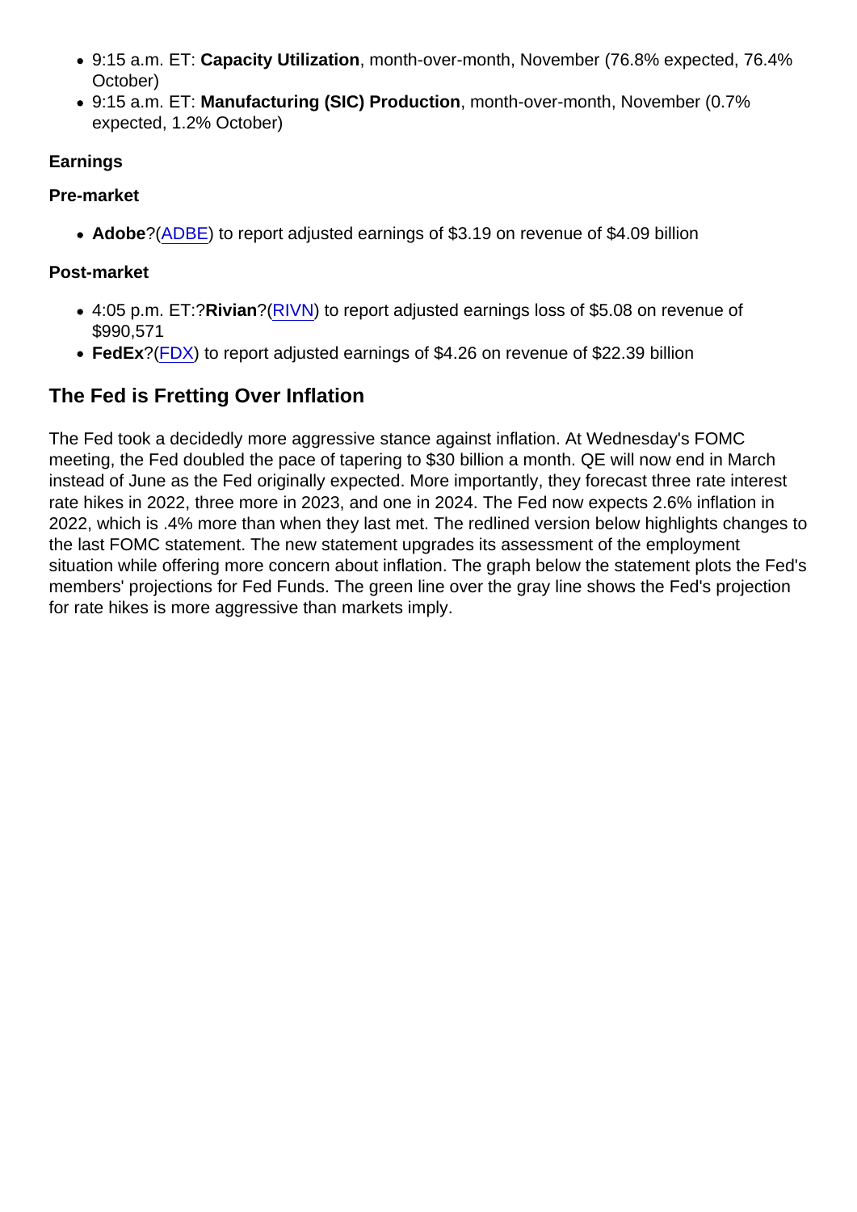- 9:15 a.m. ET: **Capacity Utilization**, month-over-month, November (76.8% expected, 76.4% October)
- 9:15 a.m. ET: **Manufacturing (SIC) Production**, month-over-month, November (0.7% expected, 1.2% October)

**Earnings**

**Pre-market**

- **Adobe**?(ADBE) to report adjusted earnings of $3.19 on revenue of $4.09 billion

**Post-market**

- 4:05 p.m. ET:?**Rivian**?(RIVN) to report adjusted earnings loss of $5.08 on revenue of $990,571
- **FedEx**?(FDX) to report adjusted earnings of $4.26 on revenue of $22.39 billion

## The Fed is Fretting Over Inflation

The Fed took a decidedly more aggressive stance against inflation. At Wednesday's FOMC meeting, the Fed doubled the pace of tapering to $30 billion a month. QE will now end in March instead of June as the Fed originally expected. More importantly, they forecast three rate interest rate hikes in 2022, three more in 2023, and one in 2024. The Fed now expects 2.6% inflation in 2022, which is .4% more than when they last met. The redlined version below highlights changes to the last FOMC statement. The new statement upgrades its assessment of the employment situation while offering more concern about inflation. The graph below the statement plots the Fed's members' projections for Fed Funds. The green line over the gray line shows the Fed's projection for rate hikes is more aggressive than markets imply.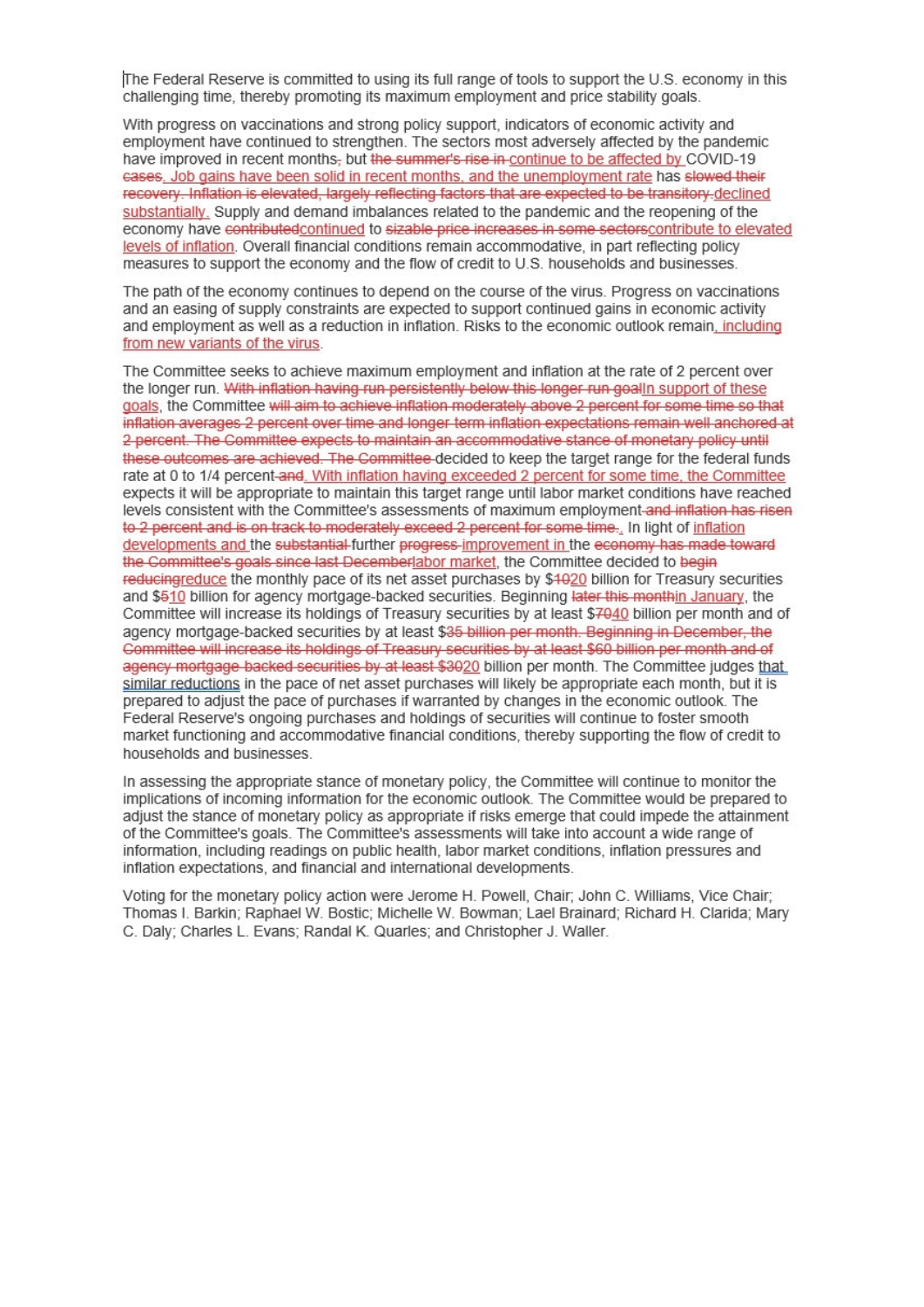The Federal Reserve is committed to using its full range of tools to support the U.S. economy in this challenging time, thereby promoting its maximum employment and price stability goals.

With progress on vaccinations and strong policy support, indicators of economic activity and employment have continued to strengthen. The sectors most adversely affected by the pandemic have improved in recent months~~,~~ but ~~the summer's rise in~~ continue to be affected by COVID-19 ~~cases~~. Job gains have been solid in recent months, and the unemployment rate has ~~slowed their recovery. Inflation is elevated, largely reflecting factors that are expected to be transitory.~~ declined substantially. Supply and demand imbalances related to the pandemic and the reopening of the economy have ~~contributed~~continued to ~~sizable price increases in some sectors~~contribute to elevated levels of inflation. Overall financial conditions remain accommodative, in part reflecting policy measures to support the economy and the flow of credit to U.S. households and businesses.

The path of the economy continues to depend on the course of the virus. Progress on vaccinations and an easing of supply constraints are expected to support continued gains in economic activity and employment as well as a reduction in inflation. Risks to the economic outlook remain, including from new variants of the virus.

The Committee seeks to achieve maximum employment and inflation at the rate of 2 percent over the longer run. ~~With inflation having run persistently below this longer-run goal~~In support of these goals, the Committee ~~will aim to achieve inflation moderately above 2 percent for some time so that inflation averages 2 percent over time and longer-term inflation expectations remain well anchored at 2 percent. The Committee expects to maintain an accommodative stance of monetary policy until these outcomes are achieved. The Committee~~ decided to keep the target range for the federal funds rate at 0 to 1/4 percent ~~and~~. With inflation having exceeded 2 percent for some time, the Committee expects it will be appropriate to maintain this target range until labor market conditions have reached levels consistent with the Committee's assessments of maximum employment ~~and inflation has risen to 2 percent and is on track to moderately exceed 2 percent for some time.~~. In light of inflation developments and the ~~substantial~~ further ~~progress~~ improvement in the ~~economy has made toward the Committee's goals since last December~~labor market, the Committee decided to ~~begin reducing~~reduce the monthly pace of its net asset purchases by $~~10~~20 billion for Treasury securities and $~~5~~10 billion for agency mortgage-backed securities. Beginning ~~later this month~~in January, the Committee will increase its holdings of Treasury securities by at least $~~70~~40 billion per month and of agency mortgage-backed securities by at least $~~35 billion per month. Beginning in December, the Committee will increase its holdings of Treasury securities by at least $60 billion per month and of agency mortgage-backed securities by at least $30~~20 billion per month. The Committee judges that similar reductions in the pace of net asset purchases will likely be appropriate each month, but it is prepared to adjust the pace of purchases if warranted by changes in the economic outlook. The Federal Reserve's ongoing purchases and holdings of securities will continue to foster smooth market functioning and accommodative financial conditions, thereby supporting the flow of credit to households and businesses.

In assessing the appropriate stance of monetary policy, the Committee will continue to monitor the implications of incoming information for the economic outlook. The Committee would be prepared to adjust the stance of monetary policy as appropriate if risks emerge that could impede the attainment of the Committee's goals. The Committee's assessments will take into account a wide range of information, including readings on public health, labor market conditions, inflation pressures and inflation expectations, and financial and international developments.

Voting for the monetary policy action were Jerome H. Powell, Chair; John C. Williams, Vice Chair; Thomas I. Barkin; Raphael W. Bostic; Michelle W. Bowman; Lael Brainard; Richard H. Clarida; Mary C. Daly; Charles L. Evans; Randal K. Quarles; and Christopher J. Waller.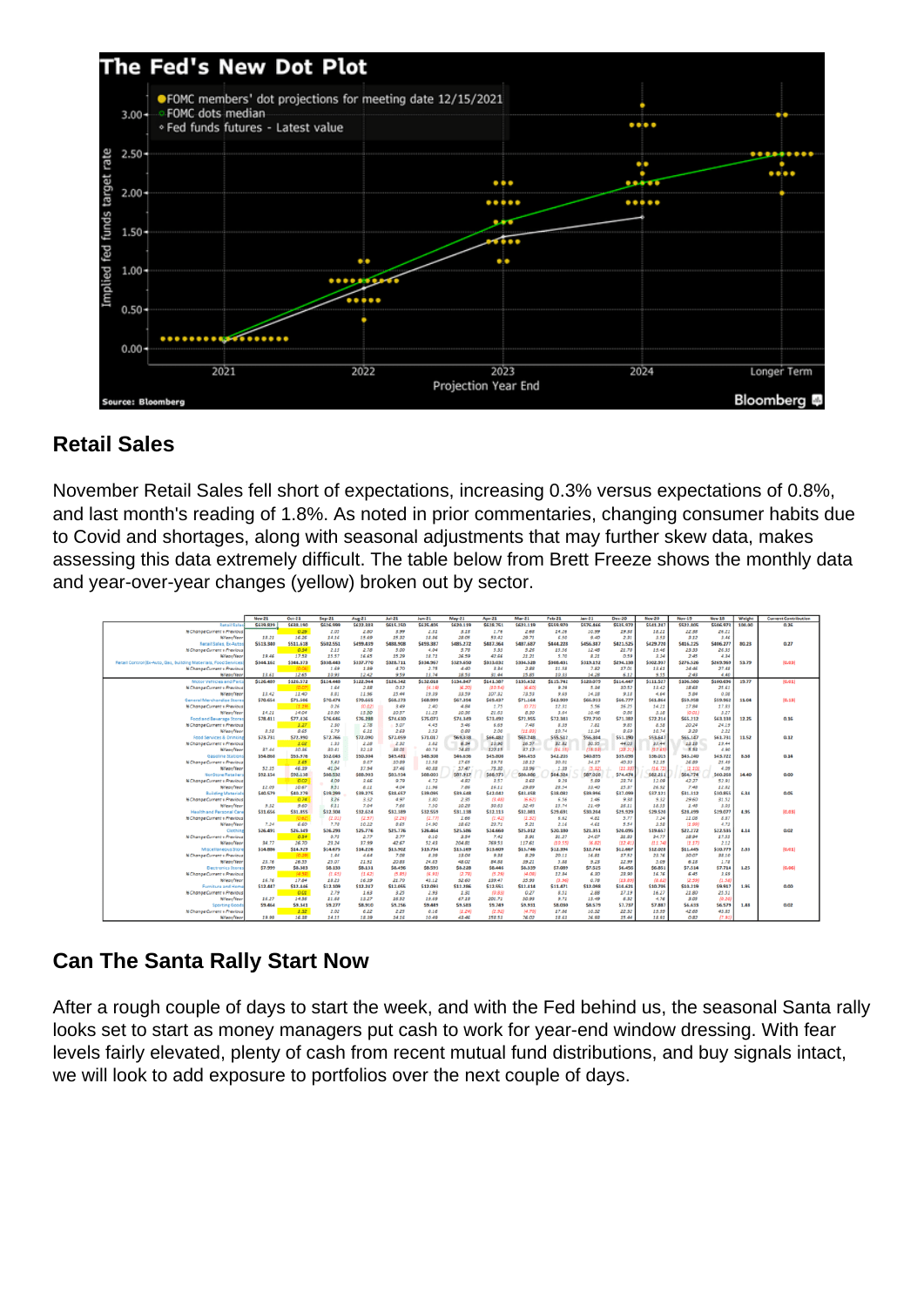## Retail Sales

November Retail Sales fell short of expectations, increasing 0.3% versus expectations of 0.8%, and last month's reading of 1.8%. As noted in prior commentaries, changing consumer habits due to Covid and shortages, along with seasonal adjustments that may further skew data, makes assessing this data extremely difficult. The table below from Brett Freeze shows the monthly data and year-over-year changes (yellow) broken out by sector.

## Can The Santa Rally Start Now

After a rough couple of days to start the week, and with the Fed behind us, the seasonal Santa rally looks set to start as money managers put cash to work for year-end window dressing. With fear levels fairly elevated, plenty of cash from recent mutual fund distributions, and buy signals intact, we will look to add exposure to portfolios over the next couple of days.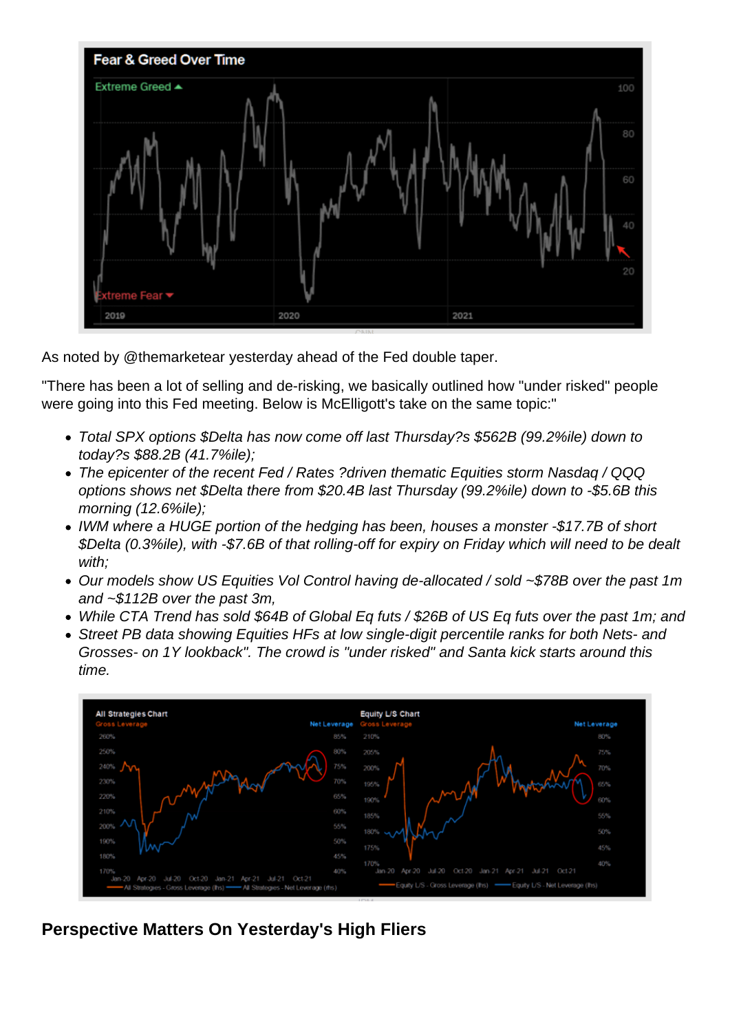As noted by @themarketear yesterday ahead of the Fed double taper.

"There has been a lot of selling and de-risking, we basically outlined how "under risked" people were going into this Fed meeting. Below is McElligott's take on the same topic:"

- *Total SPX options $Delta has now come off last Thursday?s $562B (99.2%ile) down to today?s $88.2B (41.7%ile);*
- *The epicenter of the recent Fed / Rates ?driven thematic Equities storm Nasdaq / QQQ options shows net $Delta there from $20.4B last Thursday (99.2%ile) down to -$5.6B this morning (12.6%ile);*
- *IWM where a HUGE portion of the hedging has been, houses a monster -$17.7B of short $Delta (0.3%ile), with -$7.6B of that rolling-off for expiry on Friday which will need to be dealt with;*
- *Our models show US Equities Vol Control having de-allocated / sold ~$78B over the past 1m and ~$112B over the past 3m,*
- *While CTA Trend has sold $64B of Global Eq futs / $26B of US Eq futs over the past 1m; and*
- *Street PB data showing Equities HFs at low single-digit percentile ranks for both Nets- and Grosses- on 1Y lookback". The crowd is "under risked" and Santa kick starts around this time.*

## Perspective Matters On Yesterday's High Fliers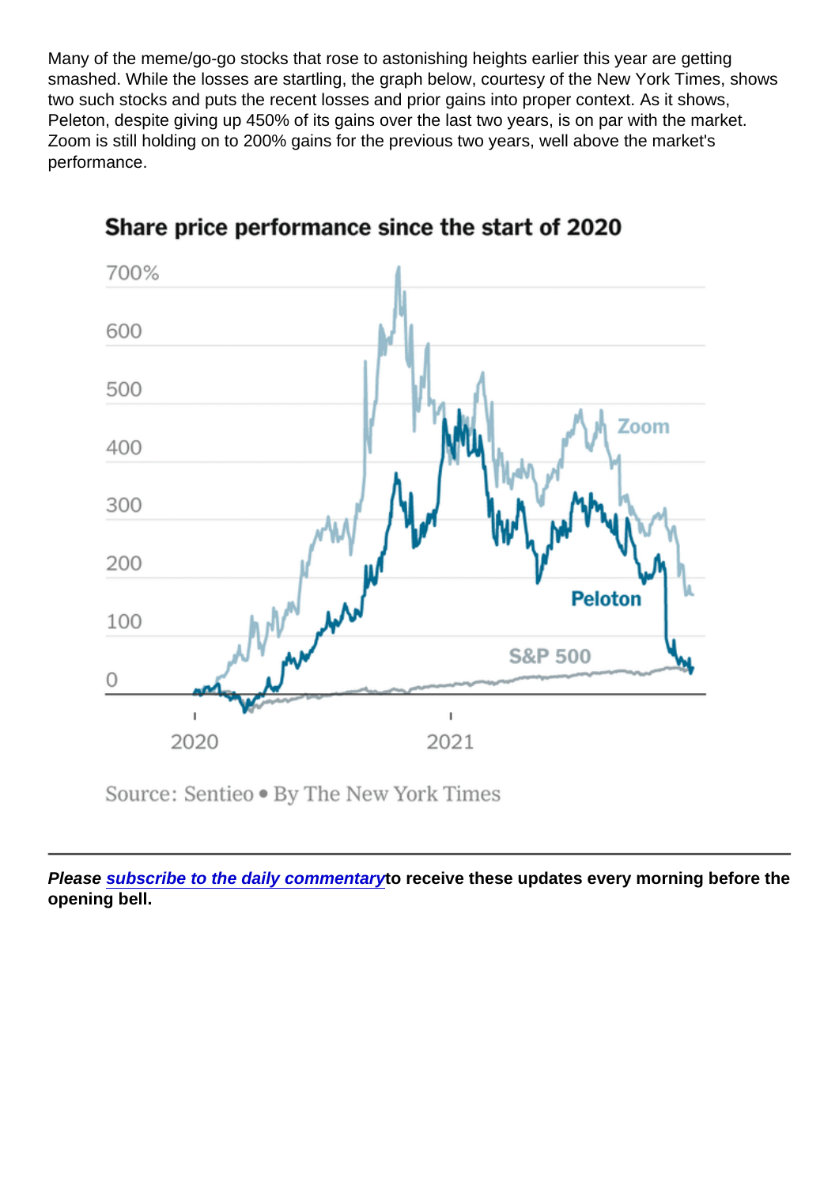Many of the meme/go-go stocks that rose to astonishing heights earlier this year are getting smashed. While the losses are startling, the graph below, courtesy of the New York Times, shows two such stocks and puts the recent losses and prior gains into proper context. As it shows, Peleton, despite giving up 450% of its gains over the last two years, is on par with the market. Zoom is still holding on to 200% gains for the previous two years, well above the market's performance.

**Share price performance since the start of 2020**

700%
600
500
400
300
200
100
0

Zoom
Peloton
S&P 500

2020
2021

Source: Sentieo • By The New York Times

---

***Please [subscribe to the daily commentary](#)* to receive these updates every morning before the opening bell.**